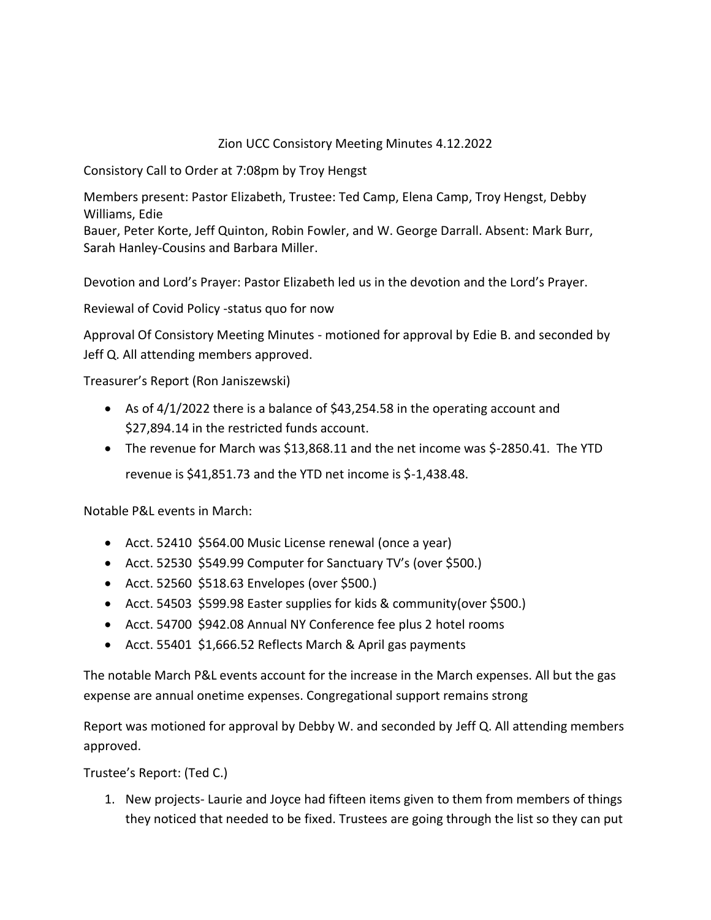# Zion UCC Consistory Meeting Minutes 4.12.2022

Consistory Call to Order at 7:08pm by Troy Hengst

Members present: Pastor Elizabeth, Trustee: Ted Camp, Elena Camp, Troy Hengst, Debby Williams, Edie Bauer, Peter Korte, Jeff Quinton, Robin Fowler, and W. George Darrall. Absent: Mark Burr, Sarah Hanley-Cousins and Barbara Miller.

Devotion and Lord's Prayer: Pastor Elizabeth led us in the devotion and the Lord's Prayer.

Reviewal of Covid Policy -status quo for now

Approval Of Consistory Meeting Minutes - motioned for approval by Edie B. and seconded by Jeff Q. All attending members approved.

Treasurer's Report (Ron Janiszewski)

- As of 4/1/2022 there is a balance of $43,254.58 in the operating account and $27,894.14 in the restricted funds account.
- The revenue for March was $13,868.11 and the net income was $-2850.41. The YTD revenue is $41,851.73 and the YTD net income is $-1,438.48.

Notable P&L events in March:

- Acct. 52410 $564.00 Music License renewal (once a year)
- Acct. 52530 $549.99 Computer for Sanctuary TV's (over $500.)
- Acct. 52560 $518.63 Envelopes (over $500.)
- Acct. 54503 $599.98 Easter supplies for kids & community(over $500.)
- Acct. 54700 $942.08 Annual NY Conference fee plus 2 hotel rooms
- Acct. 55401 $1,666.52 Reflects March & April gas payments

The notable March P&L events account for the increase in the March expenses. All but the gas expense are annual onetime expenses. Congregational support remains strong

Report was motioned for approval by Debby W. and seconded by Jeff Q. All attending members approved.

Trustee's Report: (Ted C.)

1. New projects- Laurie and Joyce had fifteen items given to them from members of things they noticed that needed to be fixed. Trustees are going through the list so they can put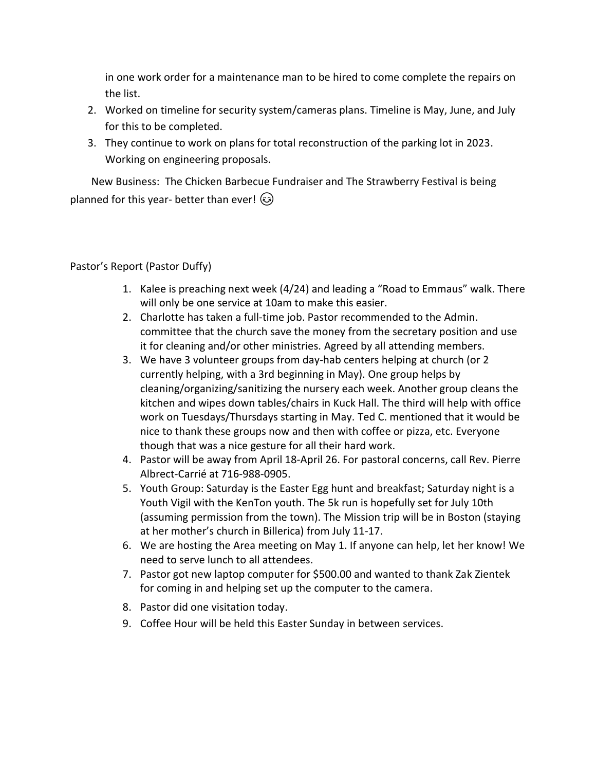in one work order for a maintenance man to be hired to come complete the repairs on the list.

2. Worked on timeline for security system/cameras plans. Timeline is May, June, and July for this to be completed.
3. They continue to work on plans for total reconstruction of the parking lot in 2023. Working on engineering proposals.

New Business: The Chicken Barbecue Fundraiser and The Strawberry Festival is being planned for this year- better than ever! 😉

Pastor's Report (Pastor Duffy)

1. Kalee is preaching next week (4/24) and leading a "Road to Emmaus" walk. There will only be one service at 10am to make this easier.
2. Charlotte has taken a full-time job. Pastor recommended to the Admin. committee that the church save the money from the secretary position and use it for cleaning and/or other ministries. Agreed by all attending members.
3. We have 3 volunteer groups from day-hab centers helping at church (or 2 currently helping, with a 3rd beginning in May). One group helps by cleaning/organizing/sanitizing the nursery each week. Another group cleans the kitchen and wipes down tables/chairs in Kuck Hall. The third will help with office work on Tuesdays/Thursdays starting in May. Ted C. mentioned that it would be nice to thank these groups now and then with coffee or pizza, etc. Everyone though that was a nice gesture for all their hard work.
4. Pastor will be away from April 18-April 26. For pastoral concerns, call Rev. Pierre Albrect-Carrié at 716-988-0905.
5. Youth Group: Saturday is the Easter Egg hunt and breakfast; Saturday night is a Youth Vigil with the KenTon youth. The 5k run is hopefully set for July 10th (assuming permission from the town). The Mission trip will be in Boston (staying at her mother's church in Billerica) from July 11-17.
6. We are hosting the Area meeting on May 1. If anyone can help, let her know! We need to serve lunch to all attendees.
7. Pastor got new laptop computer for $500.00 and wanted to thank Zak Zientek for coming in and helping set up the computer to the camera.
8. Pastor did one visitation today.
9. Coffee Hour will be held this Easter Sunday in between services.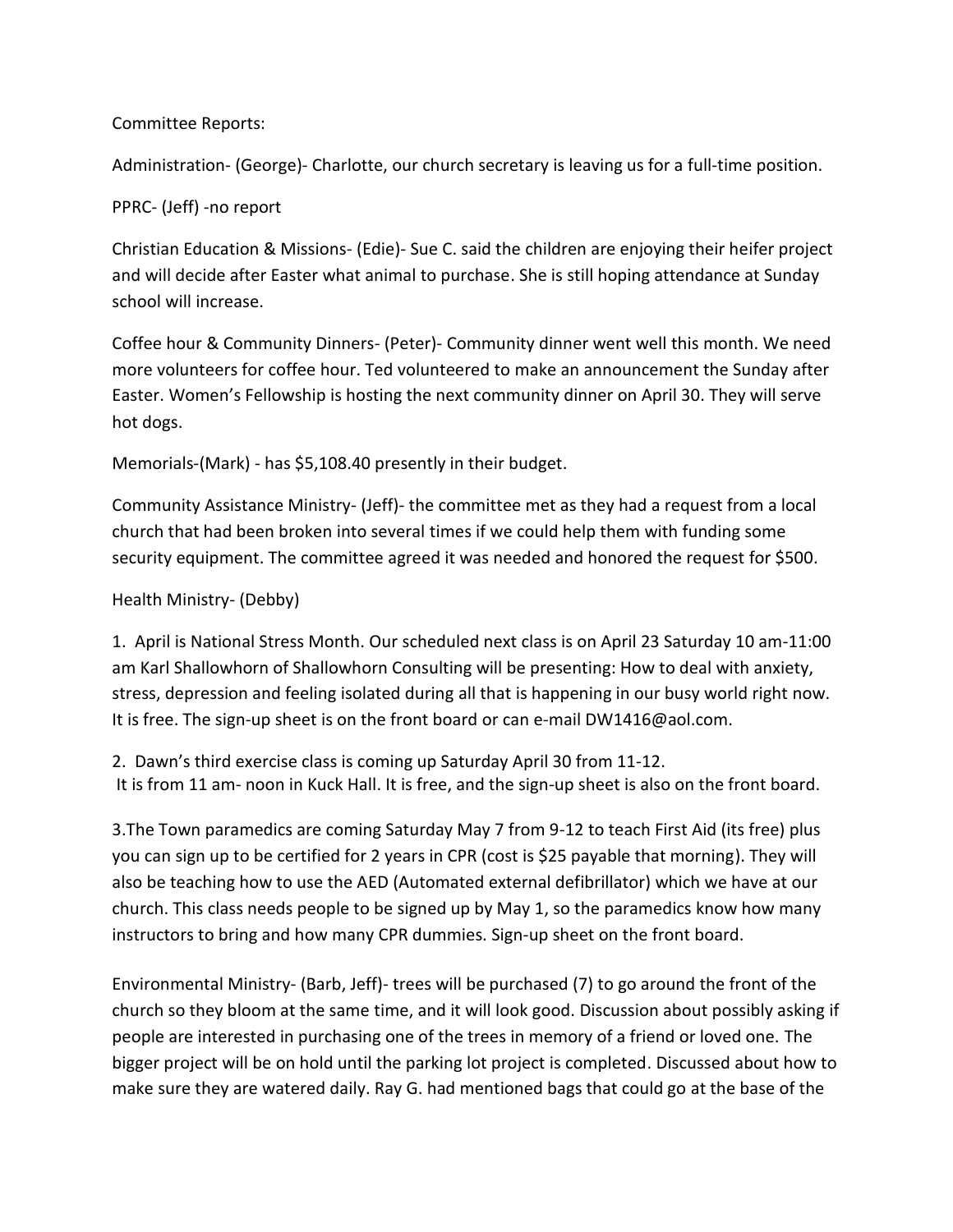Committee Reports:

Administration- (George)- Charlotte, our church secretary is leaving us for a full-time position.

PPRC- (Jeff) -no report

Christian Education & Missions- (Edie)- Sue C. said the children are enjoying their heifer project and will decide after Easter what animal to purchase. She is still hoping attendance at Sunday school will increase.

Coffee hour & Community Dinners- (Peter)- Community dinner went well this month. We need more volunteers for coffee hour. Ted volunteered to make an announcement the Sunday after Easter. Women's Fellowship is hosting the next community dinner on April 30. They will serve hot dogs.

Memorials-(Mark) - has $5,108.40 presently in their budget.

Community Assistance Ministry- (Jeff)- the committee met as they had a request from a local church that had been broken into several times if we could help them with funding some security equipment. The committee agreed it was needed and honored the request for $500.

Health Ministry- (Debby)

1. April is National Stress Month. Our scheduled next class is on April 23 Saturday 10 am-11:00 am Karl Shallowhorn of Shallowhorn Consulting will be presenting: How to deal with anxiety, stress, depression and feeling isolated during all that is happening in our busy world right now. It is free. The sign-up sheet is on the front board or can e-mail DW1416@aol.com.

2. Dawn's third exercise class is coming up Saturday April 30 from 11-12.
It is from 11 am- noon in Kuck Hall. It is free, and the sign-up sheet is also on the front board.

3.The Town paramedics are coming Saturday May 7 from 9-12 to teach First Aid (its free) plus you can sign up to be certified for 2 years in CPR (cost is $25 payable that morning). They will also be teaching how to use the AED (Automated external defibrillator) which we have at our church. This class needs people to be signed up by May 1, so the paramedics know how many instructors to bring and how many CPR dummies. Sign-up sheet on the front board.

Environmental Ministry- (Barb, Jeff)- trees will be purchased (7) to go around the front of the church so they bloom at the same time, and it will look good. Discussion about possibly asking if people are interested in purchasing one of the trees in memory of a friend or loved one. The bigger project will be on hold until the parking lot project is completed. Discussed about how to make sure they are watered daily. Ray G. had mentioned bags that could go at the base of the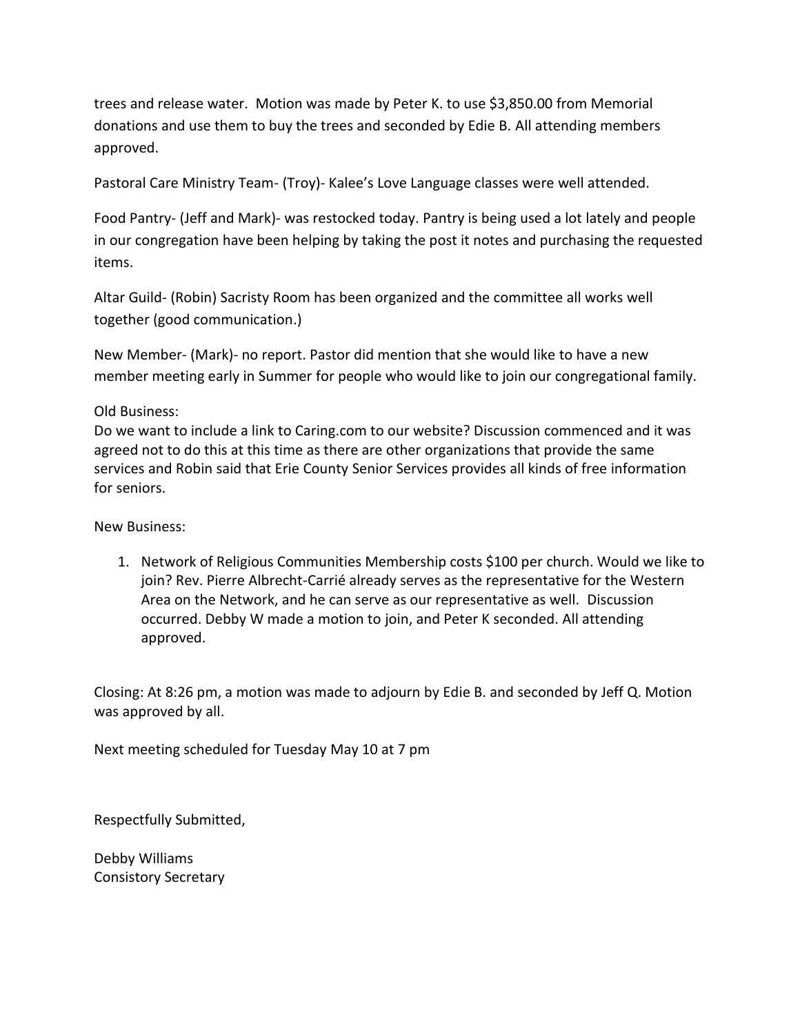trees and release water. Motion was made by Peter K. to use $3,850.00 from Memorial donations and use them to buy the trees and seconded by Edie B. All attending members approved.

Pastoral Care Ministry Team- (Troy)- Kalee's Love Language classes were well attended.

Food Pantry- (Jeff and Mark)- was restocked today. Pantry is being used a lot lately and people in our congregation have been helping by taking the post it notes and purchasing the requested items.

Altar Guild- (Robin) Sacristy Room has been organized and the committee all works well together (good communication.)

New Member- (Mark)- no report. Pastor did mention that she would like to have a new member meeting early in Summer for people who would like to join our congregational family.

Old Business:
Do we want to include a link to Caring.com to our website? Discussion commenced and it was agreed not to do this at this time as there are other organizations that provide the same services and Robin said that Erie County Senior Services provides all kinds of free information for seniors.

New Business:

1. Network of Religious Communities Membership costs $100 per church. Would we like to join? Rev. Pierre Albrecht-Carrié already serves as the representative for the Western Area on the Network, and he can serve as our representative as well. Discussion occurred. Debby W made a motion to join, and Peter K seconded. All attending approved.

Closing: At 8:26 pm, a motion was made to adjourn by Edie B. and seconded by Jeff Q. Motion was approved by all.

Next meeting scheduled for Tuesday May 10 at 7 pm

Respectfully Submitted,

Debby Williams
Consistory Secretary